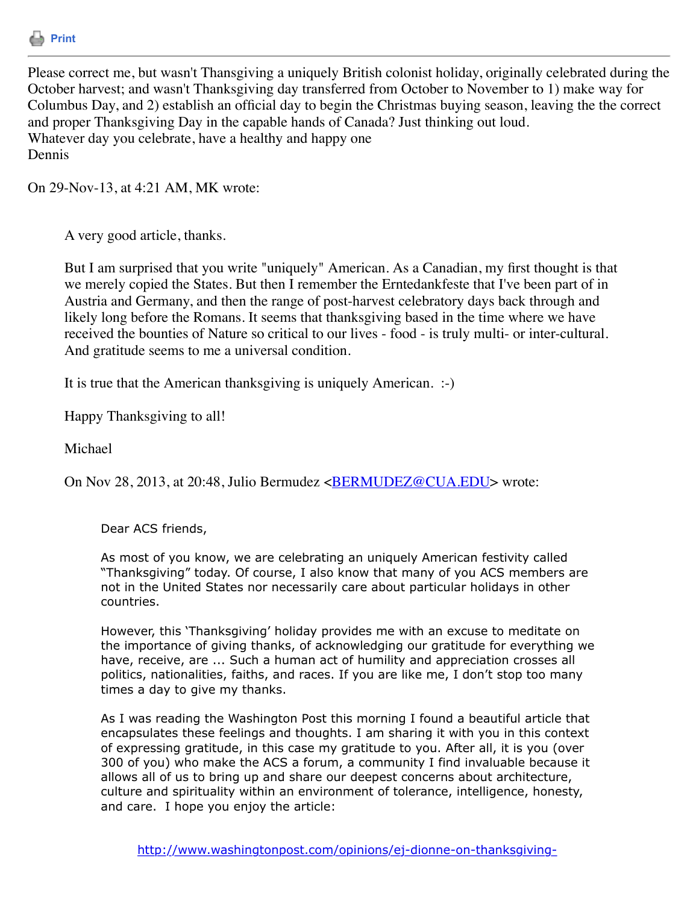Print

---

Please correct me, but wasn't Thansgiving a uniquely British colonist holiday, originally celebrated during the October harvest; and wasn't Thanksgiving day transferred from October to November to 1) make way for Columbus Day, and 2) establish an official day to begin the Christmas buying season, leaving the the correct and proper Thanksgiving Day in the capable hands of Canada? Just thinking out loud.
Whatever day you celebrate, have a healthy and happy one
Dennis

On 29-Nov-13, at 4:21 AM, MK wrote:

> A very good article, thanks.
>
> But I am surprised that you write "uniquely" American. As a Canadian, my first thought is that we merely copied the States. But then I remember the Erntedankfeste that I've been part of in Austria and Germany, and then the range of post-harvest celebratory days back through and likely long before the Romans. It seems that thanksgiving based in the time where we have received the bounties of Nature so critical to our lives - food - is truly multi- or inter-cultural. And gratitude seems to me a universal condition.
>
> It is true that the American thanksgiving is uniquely American. :-)
>
> Happy Thanksgiving to all!
>
> Michael
>
> On Nov 28, 2013, at 20:48, Julio Bermudez <BERMUDEZ@CUA.EDU> wrote:
>
>> Dear ACS friends,
>>
>> As most of you know, we are celebrating an uniquely American festivity called "Thanksgiving" today. Of course, I also know that many of you ACS members are not in the United States nor necessarily care about particular holidays in other countries.
>>
>> However, this 'Thanksgiving' holiday provides me with an excuse to meditate on the importance of giving thanks, of acknowledging our gratitude for everything we have, receive, are ... Such a human act of humility and appreciation crosses all politics, nationalities, faiths, and races. If you are like me, I don't stop too many times a day to give my thanks.
>>
>> As I was reading the Washington Post this morning I found a beautiful article that encapsulates these feelings and thoughts. I am sharing it with you in this context of expressing gratitude, in this case my gratitude to you. After all, it is you (over 300 of you) who make the ACS a forum, a community I find invaluable because it allows all of us to bring up and share our deepest concerns about architecture, culture and spirituality within an environment of tolerance, intelligence, honesty, and care. I hope you enjoy the article:
>>
>> http://www.washingtonpost.com/opinions/ej-dionne-on-thanksgiving-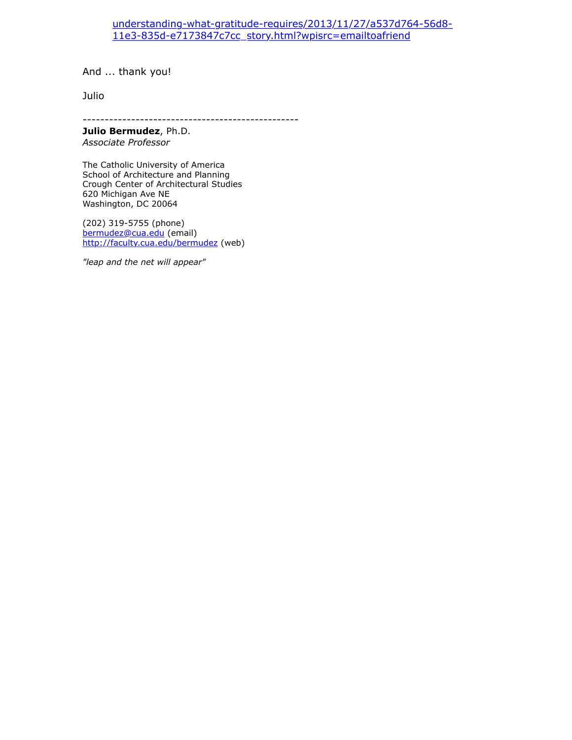understanding-what-gratitude-requires/2013/11/27/a537d764-56d8-11e3-835d-e7173847c7cc_story.html?wpisrc=emailtoafriend

And ... thank you!

Julio

--------------------------------------------------
**Julio Bermudez**, Ph.D.
*Associate Professor*

The Catholic University of America
School of Architecture and Planning
Crough Center of Architectural Studies
620 Michigan Ave NE
Washington, DC 20064

(202) 319-5755 (phone)
bermudez@cua.edu (email)
http://faculty.cua.edu/bermudez (web)

*"leap and the net will appear"*